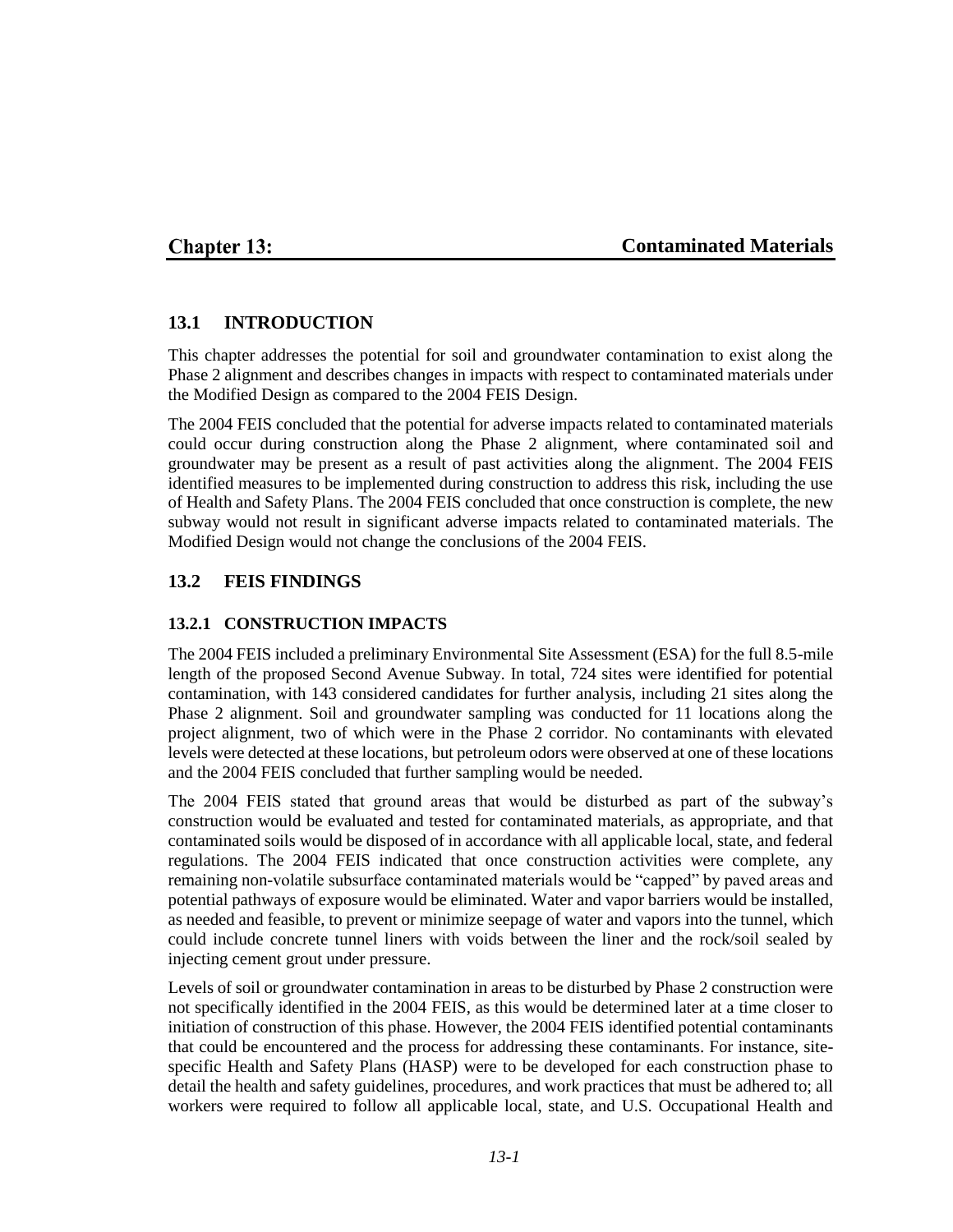# Chapter 13: Contaminated Materials

## 13.1 INTRODUCTION

This chapter addresses the potential for soil and groundwater contamination to exist along the Phase 2 alignment and describes changes in impacts with respect to contaminated materials under the Modified Design as compared to the 2004 FEIS Design.

The 2004 FEIS concluded that the potential for adverse impacts related to contaminated materials could occur during construction along the Phase 2 alignment, where contaminated soil and groundwater may be present as a result of past activities along the alignment. The 2004 FEIS identified measures to be implemented during construction to address this risk, including the use of Health and Safety Plans. The 2004 FEIS concluded that once construction is complete, the new subway would not result in significant adverse impacts related to contaminated materials. The Modified Design would not change the conclusions of the 2004 FEIS.

## 13.2 FEIS FINDINGS

### 13.2.1 CONSTRUCTION IMPACTS

The 2004 FEIS included a preliminary Environmental Site Assessment (ESA) for the full 8.5-mile length of the proposed Second Avenue Subway. In total, 724 sites were identified for potential contamination, with 143 considered candidates for further analysis, including 21 sites along the Phase 2 alignment. Soil and groundwater sampling was conducted for 11 locations along the project alignment, two of which were in the Phase 2 corridor. No contaminants with elevated levels were detected at these locations, but petroleum odors were observed at one of these locations and the 2004 FEIS concluded that further sampling would be needed.

The 2004 FEIS stated that ground areas that would be disturbed as part of the subway's construction would be evaluated and tested for contaminated materials, as appropriate, and that contaminated soils would be disposed of in accordance with all applicable local, state, and federal regulations. The 2004 FEIS indicated that once construction activities were complete, any remaining non-volatile subsurface contaminated materials would be "capped" by paved areas and potential pathways of exposure would be eliminated. Water and vapor barriers would be installed, as needed and feasible, to prevent or minimize seepage of water and vapors into the tunnel, which could include concrete tunnel liners with voids between the liner and the rock/soil sealed by injecting cement grout under pressure.

Levels of soil or groundwater contamination in areas to be disturbed by Phase 2 construction were not specifically identified in the 2004 FEIS, as this would be determined later at a time closer to initiation of construction of this phase. However, the 2004 FEIS identified potential contaminants that could be encountered and the process for addressing these contaminants. For instance, site-specific Health and Safety Plans (HASP) were to be developed for each construction phase to detail the health and safety guidelines, procedures, and work practices that must be adhered to; all workers were required to follow all applicable local, state, and U.S. Occupational Health and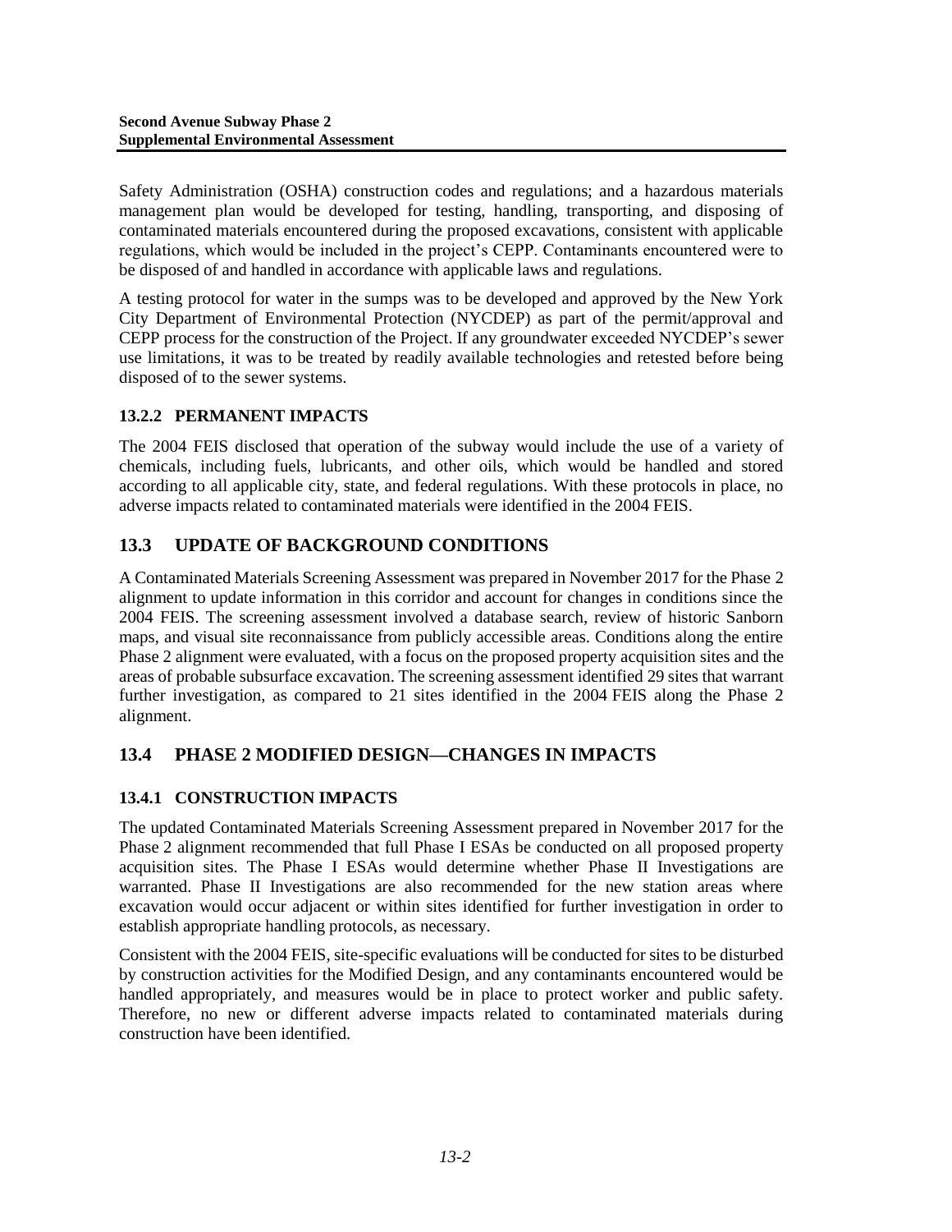Safety Administration (OSHA) construction codes and regulations; and a hazardous materials management plan would be developed for testing, handling, transporting, and disposing of contaminated materials encountered during the proposed excavations, consistent with applicable regulations, which would be included in the project's CEPP. Contaminants encountered were to be disposed of and handled in accordance with applicable laws and regulations.

A testing protocol for water in the sumps was to be developed and approved by the New York City Department of Environmental Protection (NYCDEP) as part of the permit/approval and CEPP process for the construction of the Project. If any groundwater exceeded NYCDEP's sewer use limitations, it was to be treated by readily available technologies and retested before being disposed of to the sewer systems.

### 13.2.2 PERMANENT IMPACTS

The 2004 FEIS disclosed that operation of the subway would include the use of a variety of chemicals, including fuels, lubricants, and other oils, which would be handled and stored according to all applicable city, state, and federal regulations. With these protocols in place, no adverse impacts related to contaminated materials were identified in the 2004 FEIS.

## 13.3 UPDATE OF BACKGROUND CONDITIONS

A Contaminated Materials Screening Assessment was prepared in November 2017 for the Phase 2 alignment to update information in this corridor and account for changes in conditions since the 2004 FEIS. The screening assessment involved a database search, review of historic Sanborn maps, and visual site reconnaissance from publicly accessible areas. Conditions along the entire Phase 2 alignment were evaluated, with a focus on the proposed property acquisition sites and the areas of probable subsurface excavation. The screening assessment identified 29 sites that warrant further investigation, as compared to 21 sites identified in the 2004 FEIS along the Phase 2 alignment.

## 13.4 PHASE 2 MODIFIED DESIGN—CHANGES IN IMPACTS

### 13.4.1 CONSTRUCTION IMPACTS

The updated Contaminated Materials Screening Assessment prepared in November 2017 for the Phase 2 alignment recommended that full Phase I ESAs be conducted on all proposed property acquisition sites. The Phase I ESAs would determine whether Phase II Investigations are warranted. Phase II Investigations are also recommended for the new station areas where excavation would occur adjacent or within sites identified for further investigation in order to establish appropriate handling protocols, as necessary.

Consistent with the 2004 FEIS, site-specific evaluations will be conducted for sites to be disturbed by construction activities for the Modified Design, and any contaminants encountered would be handled appropriately, and measures would be in place to protect worker and public safety. Therefore, no new or different adverse impacts related to contaminated materials during construction have been identified.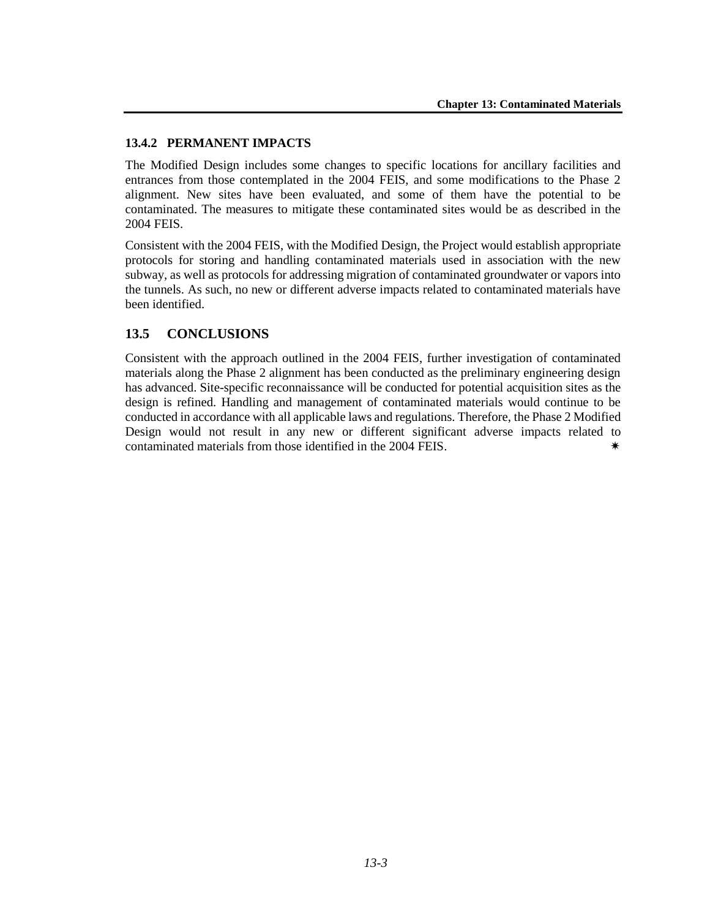### 13.4.2 PERMANENT IMPACTS

The Modified Design includes some changes to specific locations for ancillary facilities and entrances from those contemplated in the 2004 FEIS, and some modifications to the Phase 2 alignment. New sites have been evaluated, and some of them have the potential to be contaminated. The measures to mitigate these contaminated sites would be as described in the 2004 FEIS.

Consistent with the 2004 FEIS, with the Modified Design, the Project would establish appropriate protocols for storing and handling contaminated materials used in association with the new subway, as well as protocols for addressing migration of contaminated groundwater or vapors into the tunnels. As such, no new or different adverse impacts related to contaminated materials have been identified.

## 13.5 CONCLUSIONS

Consistent with the approach outlined in the 2004 FEIS, further investigation of contaminated materials along the Phase 2 alignment has been conducted as the preliminary engineering design has advanced. Site-specific reconnaissance will be conducted for potential acquisition sites as the design is refined. Handling and management of contaminated materials would continue to be conducted in accordance with all applicable laws and regulations. Therefore, the Phase 2 Modified Design would not result in any new or different significant adverse impacts related to contaminated materials from those identified in the 2004 FEIS. ✷